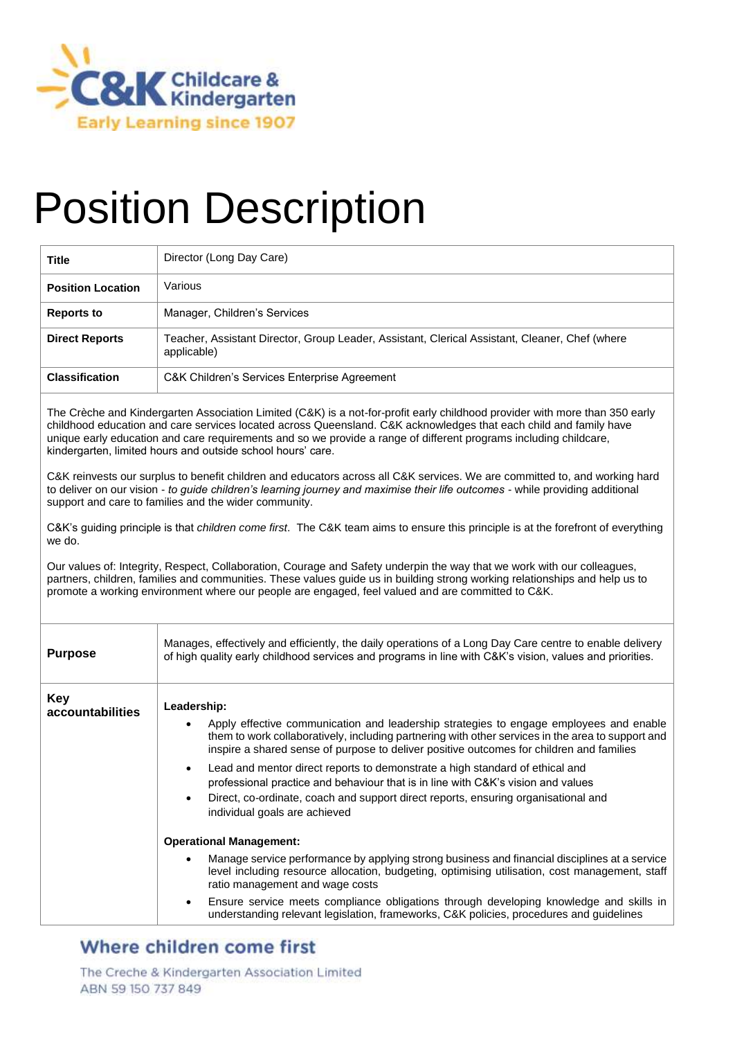C&K Childcare & Kindergarten
Early Learning since 1907

# Position Description

| **Title** | Director (Long Day Care) |
|---|---|
| **Position Location** | Various |
| **Reports to** | Manager, Children's Services |
| **Direct Reports** | Teacher, Assistant Director, Group Leader, Assistant, Clerical Assistant, Cleaner, Chef (where applicable) |
| **Classification** | C&K Children's Services Enterprise Agreement |

The Crèche and Kindergarten Association Limited (C&K) is a not-for-profit early childhood provider with more than 350 early childhood education and care services located across Queensland. C&K acknowledges that each child and family have unique early education and care requirements and so we provide a range of different programs including childcare, kindergarten, limited hours and outside school hours' care.

C&K reinvests our surplus to benefit children and educators across all C&K services. We are committed to, and working hard to deliver on our vision - *to guide children's learning journey and maximise their life outcomes* - while providing additional support and care to families and the wider community.

C&K's guiding principle is that *children come first*. The C&K team aims to ensure this principle is at the forefront of everything we do.

Our values of: Integrity, Respect, Collaboration, Courage and Safety underpin the way that we work with our colleagues, partners, children, families and communities. These values guide us in building strong working relationships and help us to promote a working environment where our people are engaged, feel valued and are committed to C&K.

| **Purpose** | Manages, effectively and efficiently, the daily operations of a Long Day Care centre to enable delivery of high quality early childhood services and programs in line with C&K's vision, values and priorities. |
|---|---|
| **Key accountabilities** | **Leadership:**<br>• Apply effective communication and leadership strategies to engage employees and enable them to work collaboratively, including partnering with other services in the area to support and inspire a shared sense of purpose to deliver positive outcomes for children and families<br>• Lead and mentor direct reports to demonstrate a high standard of ethical and professional practice and behaviour that is in line with C&K's vision and values<br>• Direct, co-ordinate, coach and support direct reports, ensuring organisational and individual goals are achieved<br><br>**Operational Management:**<br>• Manage service performance by applying strong business and financial disciplines at a service level including resource allocation, budgeting, optimising utilisation, cost management, staff ratio management and wage costs<br>• Ensure service meets compliance obligations through developing knowledge and skills in understanding relevant legislation, frameworks, C&K policies, procedures and guidelines |

**Where children come first**

The Creche & Kindergarten Association Limited
ABN 59 150 737 849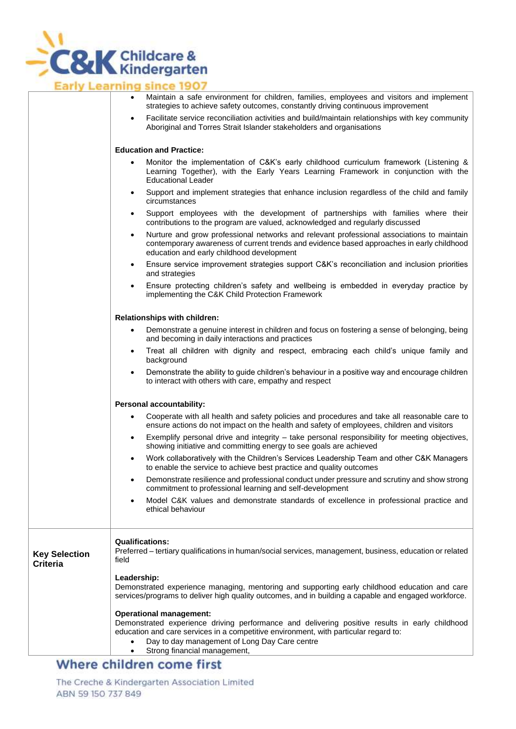| | |
|---|---|
| | • Maintain a safe environment for children, families, employees and visitors and implement strategies to achieve safety outcomes, constantly driving continuous improvement<br>• Facilitate service reconciliation activities and build/maintain relationships with key community Aboriginal and Torres Strait Islander stakeholders and organisations<br><br>**Education and Practice:**<br>• Monitor the implementation of C&K's early childhood curriculum framework (Listening & Learning Together), with the Early Years Learning Framework in conjunction with the Educational Leader<br>• Support and implement strategies that enhance inclusion regardless of the child and family circumstances<br>• Support employees with the development of partnerships with families where their contributions to the program are valued, acknowledged and regularly discussed<br>• Nurture and grow professional networks and relevant professional associations to maintain contemporary awareness of current trends and evidence based approaches in early childhood education and early childhood development<br>• Ensure service improvement strategies support C&K's reconciliation and inclusion priorities and strategies<br>• Ensure protecting children's safety and wellbeing is embedded in everyday practice by implementing the C&K Child Protection Framework<br><br>**Relationships with children:**<br>• Demonstrate a genuine interest in children and focus on fostering a sense of belonging, being and becoming in daily interactions and practices<br>• Treat all children with dignity and respect, embracing each child's unique family and background<br>• Demonstrate the ability to guide children's behaviour in a positive way and encourage children to interact with others with care, empathy and respect<br><br>**Personal accountability:**<br>• Cooperate with all health and safety policies and procedures and take all reasonable care to ensure actions do not impact on the health and safety of employees, children and visitors<br>• Exemplify personal drive and integrity – take personal responsibility for meeting objectives, showing initiative and committing energy to see goals are achieved<br>• Work collaboratively with the Children's Services Leadership Team and other C&K Managers to enable the service to achieve best practice and quality outcomes<br>• Demonstrate resilience and professional conduct under pressure and scrutiny and show strong commitment to professional learning and self-development<br>• Model C&K values and demonstrate standards of excellence in professional practice and ethical behaviour |
| **Key Selection Criteria** | **Qualifications:**<br>Preferred – tertiary qualifications in human/social services, management, business, education or related field<br><br>**Leadership:**<br>Demonstrated experience managing, mentoring and supporting early childhood education and care services/programs to deliver high quality outcomes, and in building a capable and engaged workforce.<br><br>**Operational management:**<br>Demonstrated experience driving performance and delivering positive results in early childhood education and care services in a competitive environment, with particular regard to:<br>• Day to day management of Long Day Care centre<br>• Strong financial management, |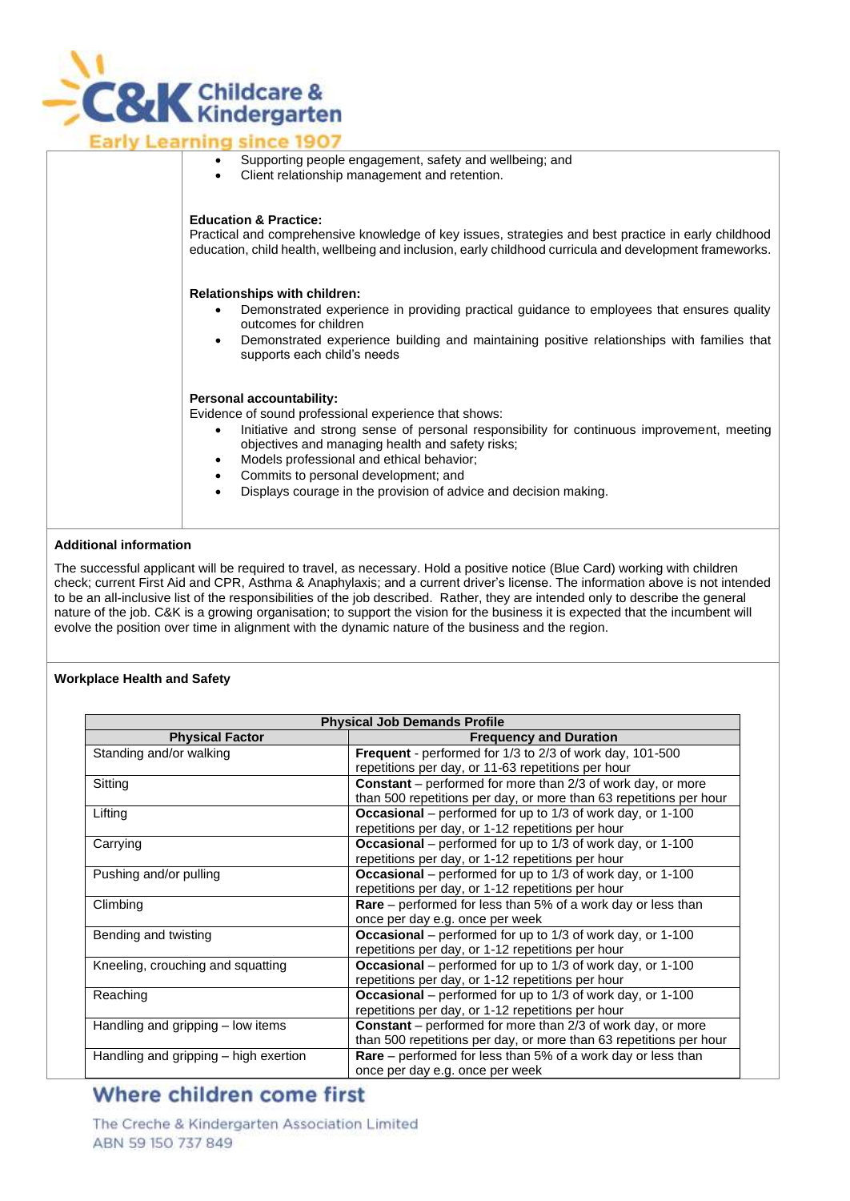- Supporting people engagement, safety and wellbeing; and
- Client relationship management and retention.

**Education & Practice:**
Practical and comprehensive knowledge of key issues, strategies and best practice in early childhood education, child health, wellbeing and inclusion, early childhood curricula and development frameworks.

**Relationships with children:**
- Demonstrated experience in providing practical guidance to employees that ensures quality outcomes for children
- Demonstrated experience building and maintaining positive relationships with families that supports each child's needs

**Personal accountability:**
Evidence of sound professional experience that shows:
- Initiative and strong sense of personal responsibility for continuous improvement, meeting objectives and managing health and safety risks;
- Models professional and ethical behavior;
- Commits to personal development; and
- Displays courage in the provision of advice and decision making.

**Additional information**

The successful applicant will be required to travel, as necessary. Hold a positive notice (Blue Card) working with children check; current First Aid and CPR, Asthma & Anaphylaxis; and a current driver's license. The information above is not intended to be an all-inclusive list of the responsibilities of the job described. Rather, they are intended only to describe the general nature of the job. C&K is a growing organisation; to support the vision for the business it is expected that the incumbent will evolve the position over time in alignment with the dynamic nature of the business and the region.

**Workplace Health and Safety**

| **Physical Job Demands Profile** | |
|---|---|
| **Physical Factor** | **Frequency and Duration** |
| Standing and/or walking | **Frequent** - performed for 1/3 to 2/3 of work day, 101-500 repetitions per day, or 11-63 repetitions per hour |
| Sitting | **Constant** – performed for more than 2/3 of work day, or more than 500 repetitions per day, or more than 63 repetitions per hour |
| Lifting | **Occasional** – performed for up to 1/3 of work day, or 1-100 repetitions per day, or 1-12 repetitions per hour |
| Carrying | **Occasional** – performed for up to 1/3 of work day, or 1-100 repetitions per day, or 1-12 repetitions per hour |
| Pushing and/or pulling | **Occasional** – performed for up to 1/3 of work day, or 1-100 repetitions per day, or 1-12 repetitions per hour |
| Climbing | **Rare** – performed for less than 5% of a work day or less than once per day e.g. once per week |
| Bending and twisting | **Occasional** – performed for up to 1/3 of work day, or 1-100 repetitions per day, or 1-12 repetitions per hour |
| Kneeling, crouching and squatting | **Occasional** – performed for up to 1/3 of work day, or 1-100 repetitions per day, or 1-12 repetitions per hour |
| Reaching | **Occasional** – performed for up to 1/3 of work day, or 1-100 repetitions per day, or 1-12 repetitions per hour |
| Handling and gripping – low items | **Constant** – performed for more than 2/3 of work day, or more than 500 repetitions per day, or more than 63 repetitions per hour |
| Handling and gripping – high exertion | **Rare** – performed for less than 5% of a work day or less than once per day e.g. once per week |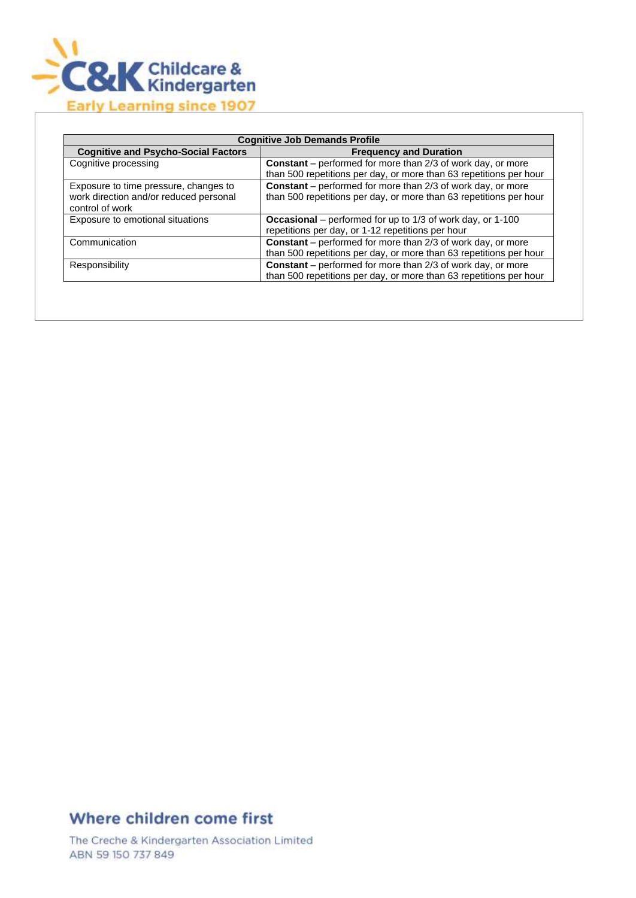| Cognitive Job Demands Profile | |
|---|---|
| **Cognitive and Psycho-Social Factors** | **Frequency and Duration** |
| Cognitive processing | **Constant** – performed for more than 2/3 of work day, or more than 500 repetitions per day, or more than 63 repetitions per hour |
| Exposure to time pressure, changes to work direction and/or reduced personal control of work | **Constant** – performed for more than 2/3 of work day, or more than 500 repetitions per day, or more than 63 repetitions per hour |
| Exposure to emotional situations | **Occasional** – performed for up to 1/3 of work day, or 1-100 repetitions per day, or 1-12 repetitions per hour |
| Communication | **Constant** – performed for more than 2/3 of work day, or more than 500 repetitions per day, or more than 63 repetitions per hour |
| Responsibility | **Constant** – performed for more than 2/3 of work day, or more than 500 repetitions per day, or more than 63 repetitions per hour |